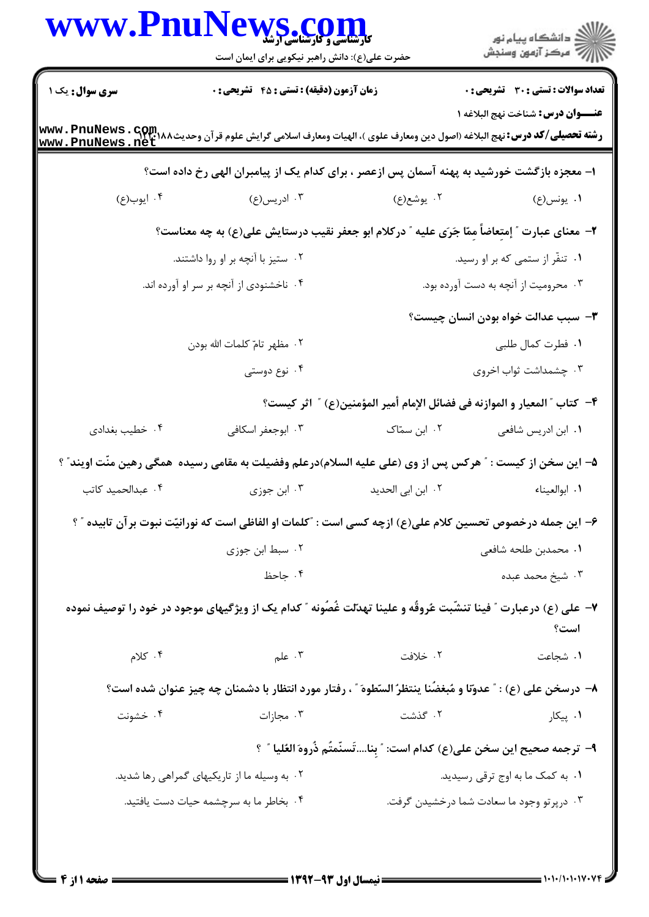www.PnuNews.com

کارشناسی و کارشناسی ارشد

حضرت علی(ع): دانش راهبر نیکویی برای ایمان است

دانشگاه پیام نور
مرکز آزمون وسنجش

**سری سوال:** یک ۱

**زمان آزمون (دقیقه) : تستی : ۴۵ تشریحی : ۰**

**تعداد سوالات : تستی : ۳۰ تشریحی : ۰**

**عنـــوان درس:** شناخت نهج البلاغه ۱

**رشته تحصیلی/کد درس:** نهج البلاغه (اصول دین ومعارف علوی )، الهیات ومعارف اسلامی گرایش علوم قرآن وحدیث۱۲۲۰۱۸۸

۱- معجزه بازگشت خورشید به پهنه آسمان پس ازعصر ، برای کدام یک از پیامبران الهی رخ داده است؟

۱. یونس(ع) ۲. یوشع(ع) ۳. ادریس(ع) ۴. ایوب(ع)

۲- معنای عبارت " إمتِعاضاً مِمّا جَرَی علیه " درکلام ابو جعفر نقیب درستایش علی(ع) به چه معناست؟

۱. تنفّر از ستمی که بر او رسید.
۲. ستیز با آنچه بر او روا داشتند.
۳. محرومیت از آنچه به دست آورده بود.
۴. ناخشنودی از آنچه بر سر او آورده اند.

۳- سبب عدالت خواه بودن انسان چیست؟

۱. فطرت کمال طلبی
۲. مظهر تامّ کلمات الله بودن
۳. چشمداشت ثواب اخروی
۴. نوع دوستی

۴- کتاب " المعیار و الموازنه فی فضائل الإمام أمیر المؤمنین(ع) " اثر کیست؟

۱. ابن ادریس شافعی ۲. ابن سمّاک ۳. ابوجعفر اسکافی ۴. خطیب بغدادی

۵- این سخن از کیست : " هرکس پس از وی (علی علیه السلام)درعلم وفضیلت به مقامی رسیده همگی رهین منّت اویند" ؟

۱. ابوالعیناء ۲. ابن ابی الحدید ۳. ابن جوزی ۴. عبدالحمید کاتب

۶- این جمله درخصوص تحسین کلام علی(ع) ازچه کسی است : "کلمات او الفاظی است که نورانیّت نبوت برآن تابیده " ؟

۱. محمدبن طلحه شافعی
۲. سبط ابن جوزی
۳. شیخ محمد عبده
۴. جاحظ

۷- علی (ع) درعبارت " فینا تنشّبت عُروقُه و علینا تهدّلت غُصُونه " کدام یک از ویژگیهای موجود در خود را توصیف نموده است؟

۱. شجاعت ۲. خلافت ۳. علم ۴. کلام

۸- درسخن علی (ع) : " عدوّنا و مُبغضُنا ینتظرُ السّطوهَ " ، رفتار مورد انتظار با دشمنان چه چیز عنوان شده است؟

۱. پیکار ۲. گذشت ۳. مجازات ۴. خشونت

۹- ترجمه صحیح این سخن علی(ع) کدام است: " بِنا....تَسنّمتُم ذُروهَ العُلیا " ؟

۱. به کمک ما به اوج ترقی رسیدید.
۲. به وسیله ما از تاریکیهای گمراهی رها شدید.
۳. درپرتو وجود ما سعادت شما درخشیدن گرفت.
۴. بخاطر ما به سرچشمه حیات دست یافتید.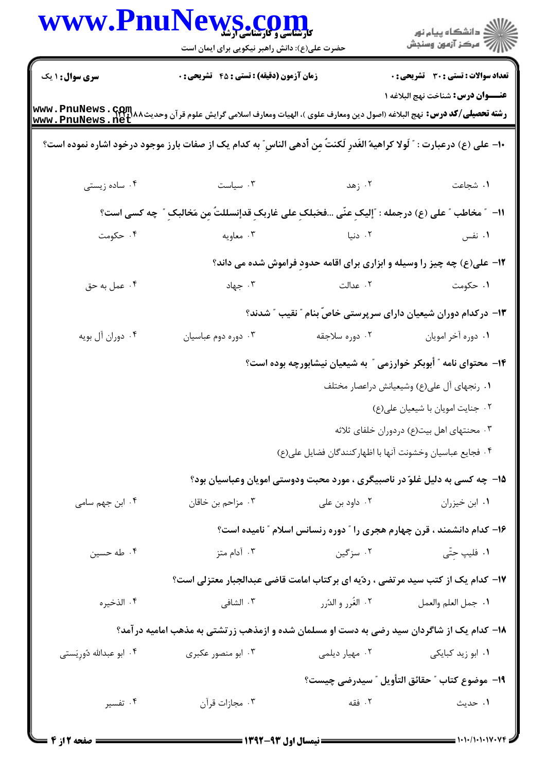**سری سوال:** ۱ یک | **زمان آزمون (دقیقه) : تستی :** ۴۵ **تشریحی :** ۰ | **تعداد سوالات : تستی :** ۳۰ **تشریحی :** ۰

**عنـــوان درس:** شناخت نهج البلاغه ۱

**رشته تحصیلی/کد درس:** نهج البلاغه (اصول دین ومعارف علوی )، الهیات ومعارف اسلامی گرایش علوم قرآن وحدیث۱۲۲۰۱۸۸

۱۰- علی (ع) درعبارت : " لَولا کراهیةُ الغَدرِ لَکنتُ مِن أدهی الناسِ" به کدام یک از صفات بارز موجود درخود اشاره نموده است؟

۱. شجاعت　　۲. زهد　　۳. سیاست　　۴. ساده زیستی

۱۱- " مخاطب " علی (ع) درجمله : "إلیکِ عنّی ...فحَبلکِ علی غاربکِ قدإنسللتُ مِن مَخالبکِ " چه کسی است؟

۱. نفس　　۲. دنیا　　۳. معاویه　　۴. حکومت

۱۲- علی(ع) چه چیز را وسیله و ابزاری برای اقامه حدودِ فراموش شده می داند؟

۱. حکومت　　۲. عدالت　　۳. جهاد　　۴. عمل به حق

۱۳- درکدام دوران شیعیان دارای سرپرستی خاصّ بنام " نقیب " شدند؟

۱. دوره آخر امویان　　۲. دوره سلاجقه　　۳. دوره دوم عباسیان　　۴. دوران آل بویه

۱۴- محتوای نامه " أبوبکر خوارزمی " به شیعیان نیشابورچه بوده است؟

۱. رنجهای آل علی(ع) وشیعیانش دراعصار مختلف

۲. جنایت امویان با شیعیان علی(ع)

۳. محنتهای اهل بیت(ع) دردوران خلفای ثلاثه

۴. فجایع عباسیان وخشونت آنها با اظهارکنندگان فضایل علی(ع)

۱۵- چه کسی به دلیل غلوّ در ناصبیگری ، مورد محبت ودوستی امویان وعباسیان بود؟

۱. ابن خیزران　　۲. داود بن علی　　۳. مزاحم بن خاقان　　۴. ابن جهم سامی

۱۶- کدام دانشمند ، قرن چهارم هجری را " دوره رنسانس اسلام " نامیده است؟

۱. فلیپ حِتّی　　۲. سزگین　　۳. آدام متز　　۴. طه حسین

۱۷- کدام یک از کتب سید مرتضی ، ردّیه ای برکتاب امامت قاضی عبدالجبار معتزلی است؟

۱. جمل العلم والعمل　　۲. الغُرر و الدّرر　　۳. الشافی　　۴. الذخیره

۱۸- کدام یک از شاگردان سید رضی به دست او مسلمان شده و ازمذهب زرتشتی به مذهب امامیه درآمد؟

۱. ابو زید کبایکی　　۲. مهیار دیلمی　　۳. ابو منصور عکبری　　۴. ابو عبدالله دُورِیستی

۱۹- موضوع کتاب " حقائق التأویل " سیدرضی چیست؟

۱. حدیث　　۲. فقه　　۳. مجازات قرآن　　۴. تفسیر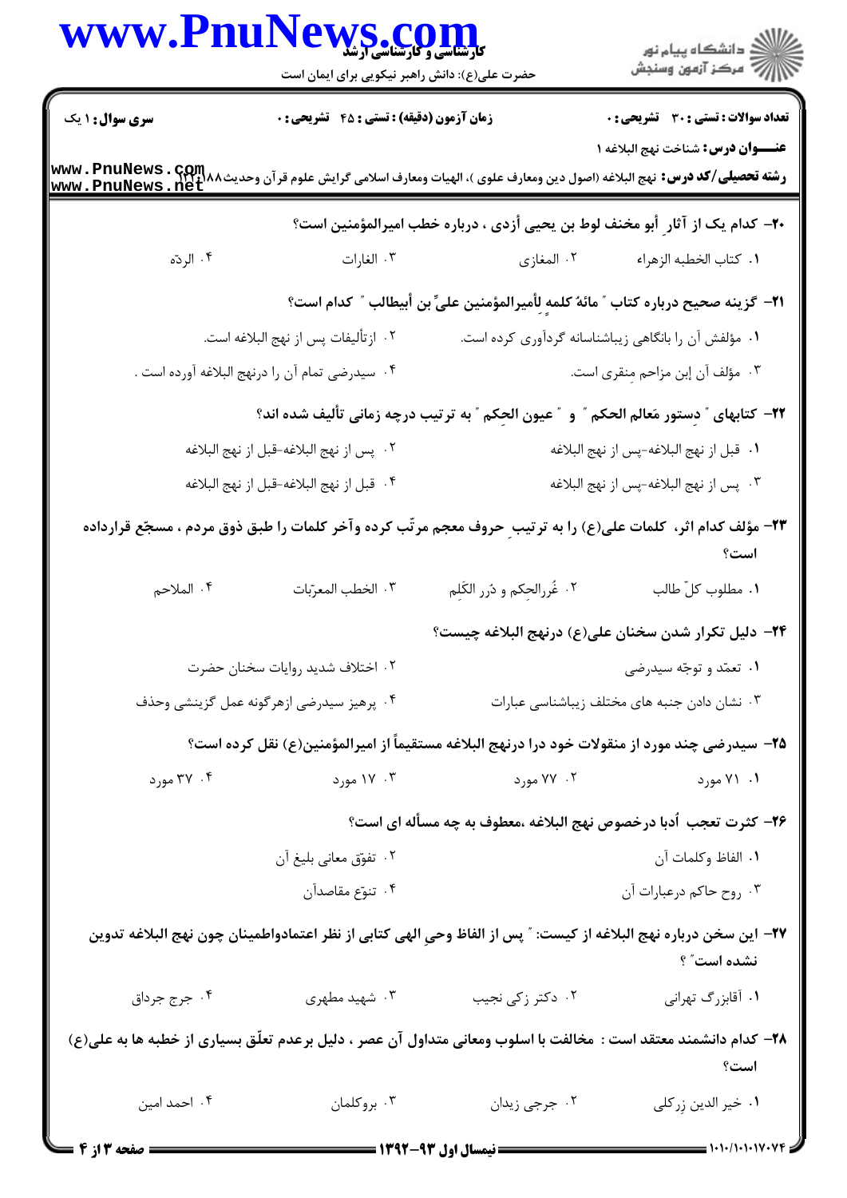۲۰- کدام یک از آثارِ أبو مخنف لوط بن یحیی أزدی ، درباره خطب امیرالمؤمنین است؟

۱. کتاب الخطبه الزهراء
۲. المغازی
۳. الغارات
۴. الردّه

۲۱- گزینه صحیح درباره کتاب " مائهٔ کلمه لِأمیرالمؤمنین علیٍّ بن أبیطالب " کدام است؟

۱. مؤلفش آن را بانگاهی زیباشناسانه گردآوری کرده است.
۲. ازتألیفات پس از نهج البلاغه است.
۳. مؤلف آن إبن مزاحم مِنقری است.
۴. سیدرضی تمام آن را درنهج البلاغه آورده است .

۲۲- کتابهای " دِستور مَعالم الحکم " و " عیون الحِکم " به ترتیب درچه زمانی تألیف شده اند؟

۱. قبل از نهج البلاغه-پس از نهج البلاغه
۲. پس از نهج البلاغه-قبل از نهج البلاغه
۳. پس از نهج البلاغه-پس از نهج البلاغه
۴. قبل از نهج البلاغه-قبل از نهج البلاغه

۲۳- مؤلف کدام اثر، کلمات علی(ع) را به ترتیبِ حروف معجم مرتّب کرده وآخر کلمات را طبق ذوق مردم ، مسجّع قرارداده است؟

۱. مطلوب کلّ طالب
۲. غُررالحِکم و دُرر الکَلِم
۳. الخطب المعرّبات
۴. الملاحم

۲۴- دلیل تکرار شدن سخنان علی(ع) درنهج البلاغه چیست؟

۱. تعمّد و توجّه سیدرضی
۲. اختلاف شدید روایات سخنان حضرت
۳. نشان دادن جنبه های مختلف زیباشناسی عبارات
۴. پرهیز سیدرضی ازهرگونه عمل گزینشی وحذف

۲۵- سیدرضی چند مورد از منقولات خود درا درنهج البلاغه مستقیماً از امیرالمؤمنین(ع) نقل کرده است؟

۱. ۷۱ مورد
۲. ۷۷ مورد
۳. ۱۷ مورد
۴. ۳۷ مورد

۲۶- کثرت تعجب اُدبا درخصوص نهج البلاغه ،معطوف به چه مسأله ای است؟

۱. الفاظ وکلمات آن
۲. تفوّق معانی بلیغ آن
۳. روح حاکم درعبارات آن
۴. تنوّع مقاصدآن

۲۷- این سخن درباره نهج البلاغه از کیست: " پس از الفاظ وحیِ الهی کتابی از نظر اعتمادواطمینان چون نهج البلاغه تدوین نشده است" ؟

۱. آقابزرگ تهرانی
۲. دکتر زکی نجیب
۳. شهید مطهری
۴. جرج جرداق

۲۸- کدام دانشمند معتقد است : مخالفت با اسلوب ومعانی متداول آن عصر ، دلیل برعدم تعلّق بسیاری از خطبه ها به علی(ع) است؟

۱. خیر الدین زِرکلی
۲. جرجی زیدان
۳. بروکلمان
۴. احمد امین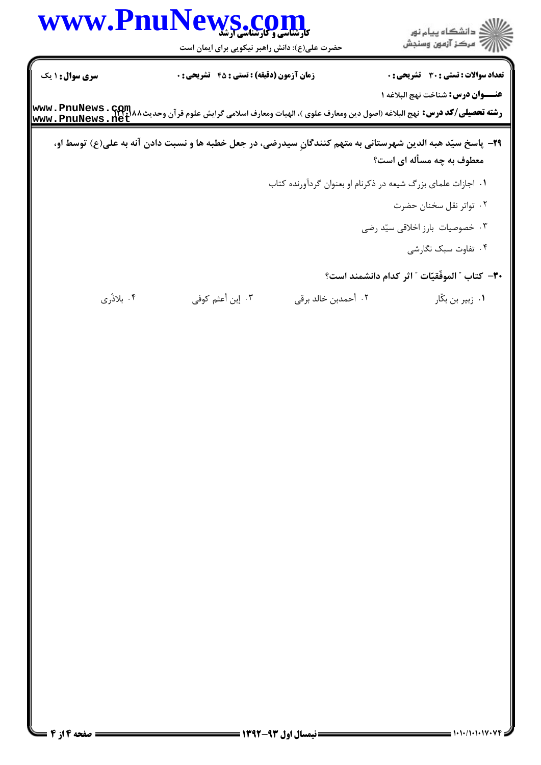**۲۹- پاسخ سیّد هبه الدین شهرستانی به متهم کنندگانِ سیدرضی، در جعل خطبه ها و نسبت دادن آنه به علی(ع) توسط او، معطوف به چه مسأله ای است؟**

۱. اجازات علمای بزرگ شیعه در ذکرنام او بعنوان گردآورنده کتاب

۲. تواتر نقل سخنان حضرت

۳. خصوصیات بارز اخلاقی سیّد رضی

۴. تفاوت سبک نگارشی

**۳۰- کتاب " الموفّقیّات " اثر کدام دانشمند است؟**

۱. زبیر بن بکّار

۲. أحمدبن خالد برقی

۳. إبن أعثم کوفی

۴. بلاذُری